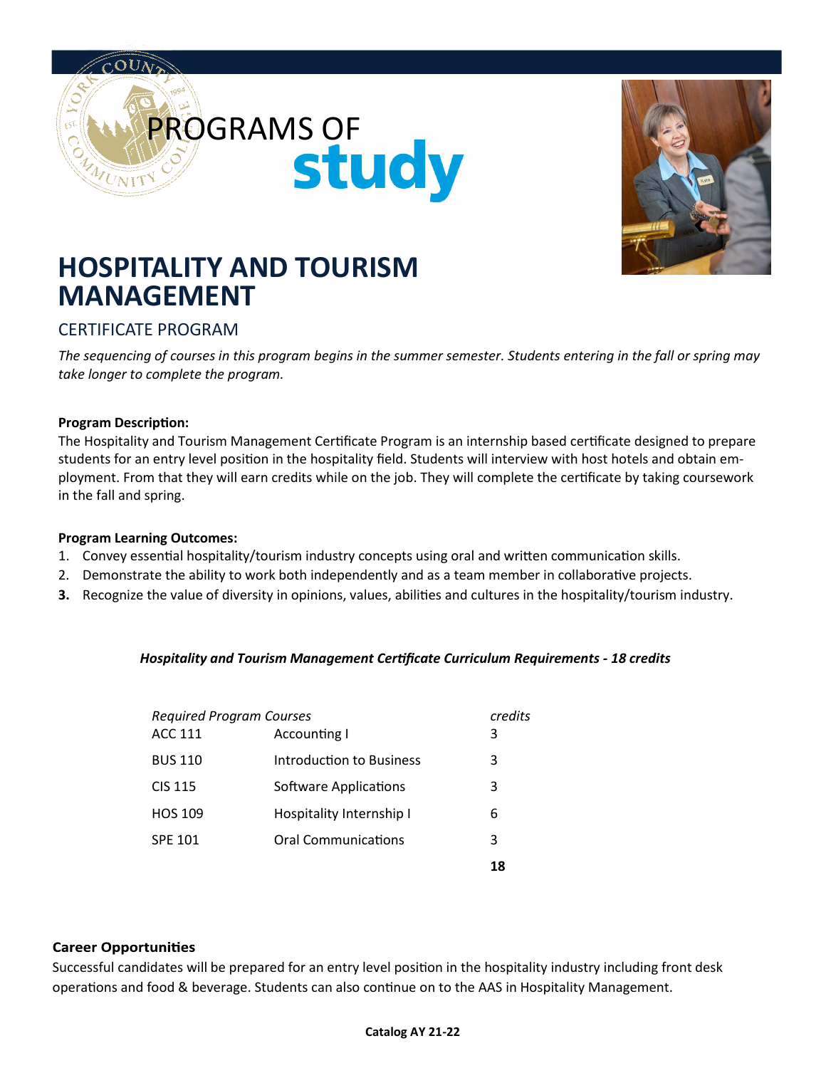PROGRAMS OF **study**

# HOSPITALITY AND TOURISM MANAGEMENT

## CERTIFICATE PROGRAM

*The sequencing of courses in this program begins in the summer semester. Students entering in the fall or spring may take longer to complete the program.*

**Program Description:**

The Hospitality and Tourism Management Certificate Program is an internship based certificate designed to prepare students for an entry level position in the hospitality field. Students will interview with host hotels and obtain employment. From that they will earn credits while on the job. They will complete the certificate by taking coursework in the fall and spring.

**Program Learning Outcomes:**

1. Convey essential hospitality/tourism industry concepts using oral and written communication skills.
2. Demonstrate the ability to work both independently and as a team member in collaborative projects.
3. Recognize the value of diversity in opinions, values, abilities and cultures in the hospitality/tourism industry.

***Hospitality and Tourism Management Certificate Curriculum Requirements - 18 credits***

| *Required Program Courses* | | *credits* |
|---|---|---|
| ACC 111 | Accounting I | 3 |
| BUS 110 | Introduction to Business | 3 |
| CIS 115 | Software Applications | 3 |
| HOS 109 | Hospitality Internship I | 6 |
| SPE 101 | Oral Communications | 3 |
| | | **18** |

**Career Opportunities**

Successful candidates will be prepared for an entry level position in the hospitality industry including front desk operations and food & beverage. Students can also continue on to the AAS in Hospitality Management.

**Catalog AY 21-22**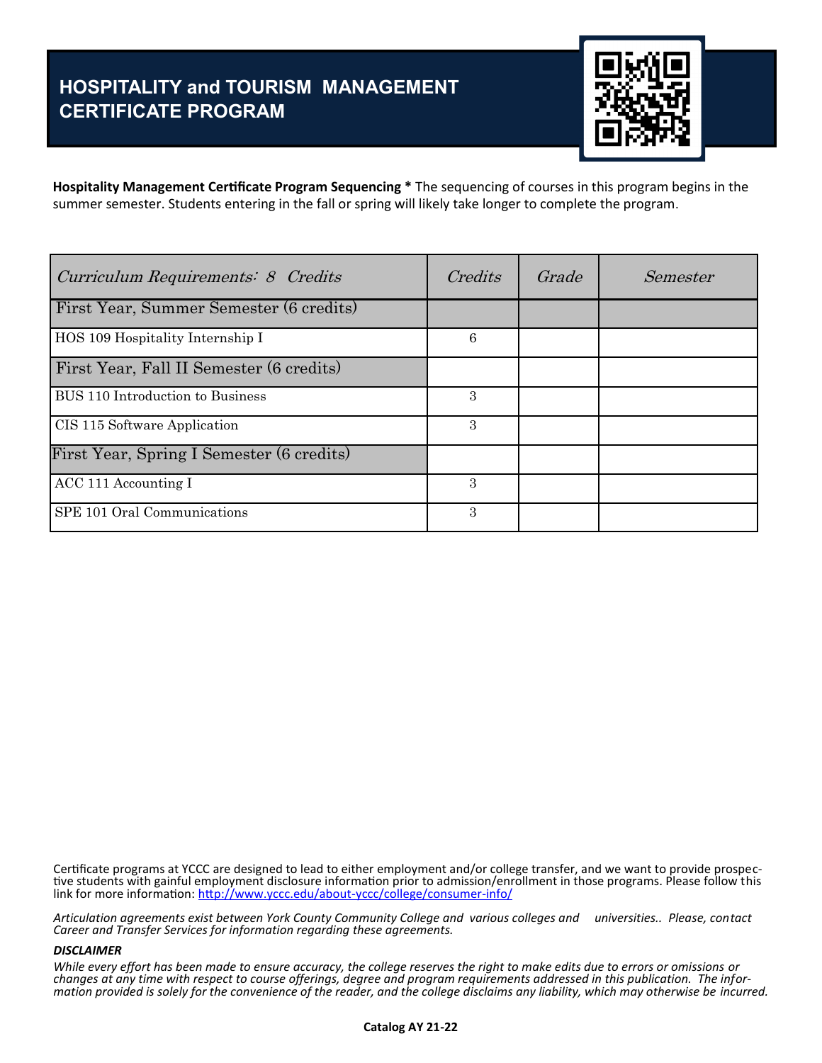# HOSPITALITY and TOURISM MANAGEMENT CERTIFICATE PROGRAM

**Hospitality Management Certificate Program Sequencing *** The sequencing of courses in this program begins in the summer semester. Students entering in the fall or spring will likely take longer to complete the program.

| *Curriculum Requirements: 8 Credits* | *Credits* | *Grade* | *Semester* |
|---|---|---|---|
| First Year, Summer Semester (6 credits) | | | |
| HOS 109 Hospitality Internship I | 6 | | |
| First Year, Fall II Semester (6 credits) | | | |
| BUS 110 Introduction to Business | 3 | | |
| CIS 115 Software Application | 3 | | |
| First Year, Spring I Semester (6 credits) | | | |
| ACC 111 Accounting I | 3 | | |
| SPE 101 Oral Communications | 3 | | |

Certificate programs at YCCC are designed to lead to either employment and/or college transfer, and we want to provide prospective students with gainful employment disclosure information prior to admission/enrollment in those programs. Please follow this link for more information: http://www.yccc.edu/about-yccc/college/consumer-info/

*Articulation agreements exist between York County Community College and various colleges and universities.. Please, contact Career and Transfer Services for information regarding these agreements.*

***DISCLAIMER***

*While every effort has been made to ensure accuracy, the college reserves the right to make edits due to errors or omissions or changes at any time with respect to course offerings, degree and program requirements addressed in this publication. The information provided is solely for the convenience of the reader, and the college disclaims any liability, which may otherwise be incurred.*

**Catalog AY 21-22**